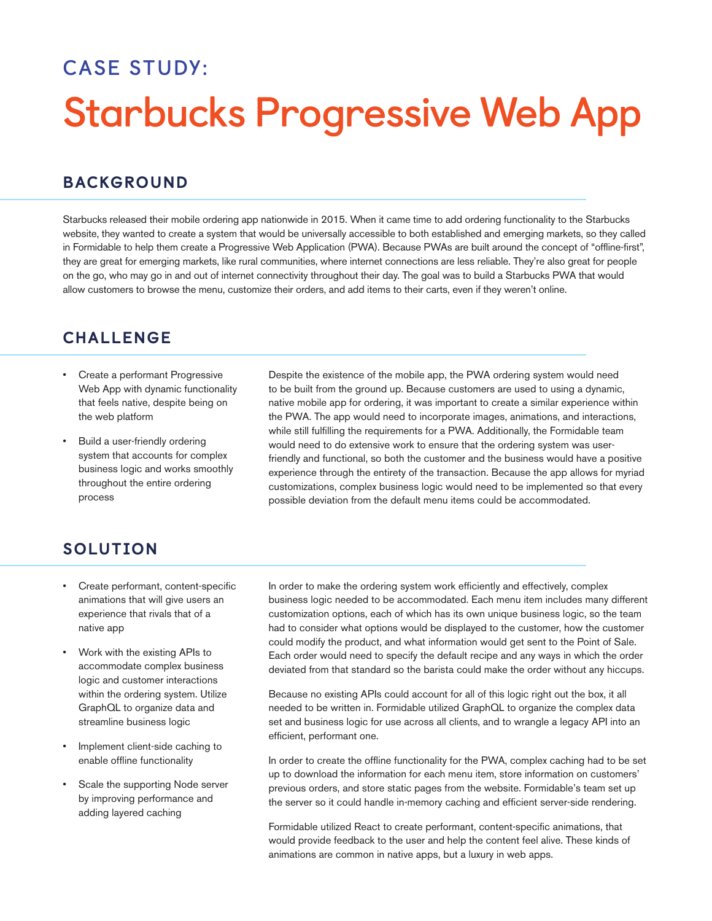# CASE STUDY:

# Starbucks Progressive Web App

## BACKGROUND

Starbucks released their mobile ordering app nationwide in 2015. When it came time to add ordering functionality to the Starbucks website, they wanted to create a system that would be universally accessible to both established and emerging markets, so they called in Formidable to help them create a Progressive Web Application (PWA). Because PWAs are built around the concept of "offline-first", they are great for emerging markets, like rural communities, where internet connections are less reliable. They're also great for people on the go, who may go in and out of internet connectivity throughout their day. The goal was to build a Starbucks PWA that would allow customers to browse the menu, customize their orders, and add items to their carts, even if they weren't online.

## CHALLENGE

- Create a performant Progressive Web App with dynamic functionality that feels native, despite being on the web platform
- Build a user-friendly ordering system that accounts for complex business logic and works smoothly throughout the entire ordering process

Despite the existence of the mobile app, the PWA ordering system would need to be built from the ground up. Because customers are used to using a dynamic, native mobile app for ordering, it was important to create a similar experience within the PWA. The app would need to incorporate images, animations, and interactions, while still fulfilling the requirements for a PWA. Additionally, the Formidable team would need to do extensive work to ensure that the ordering system was user-friendly and functional, so both the customer and the business would have a positive experience through the entirety of the transaction. Because the app allows for myriad customizations, complex business logic would need to be implemented so that every possible deviation from the default menu items could be accommodated.

## SOLUTION

- Create performant, content-specific animations that will give users an experience that rivals that of a native app
- Work with the existing APIs to accommodate complex business logic and customer interactions within the ordering system. Utilize GraphQL to organize data and streamline business logic
- Implement client-side caching to enable offline functionality
- Scale the supporting Node server by improving performance and adding layered caching

In order to make the ordering system work efficiently and effectively, complex business logic needed to be accommodated. Each menu item includes many different customization options, each of which has its own unique business logic, so the team had to consider what options would be displayed to the customer, how the customer could modify the product, and what information would get sent to the Point of Sale. Each order would need to specify the default recipe and any ways in which the order deviated from that standard so the barista could make the order without any hiccups.

Because no existing APIs could account for all of this logic right out the box, it all needed to be written in. Formidable utilized GraphQL to organize the complex data set and business logic for use across all clients, and to wrangle a legacy API into an efficient, performant one.

In order to create the offline functionality for the PWA, complex caching had to be set up to download the information for each menu item, store information on customers' previous orders, and store static pages from the website. Formidable's team set up the server so it could handle in-memory caching and efficient server-side rendering.

Formidable utilized React to create performant, content-specific animations, that would provide feedback to the user and help the content feel alive. These kinds of animations are common in native apps, but a luxury in web apps.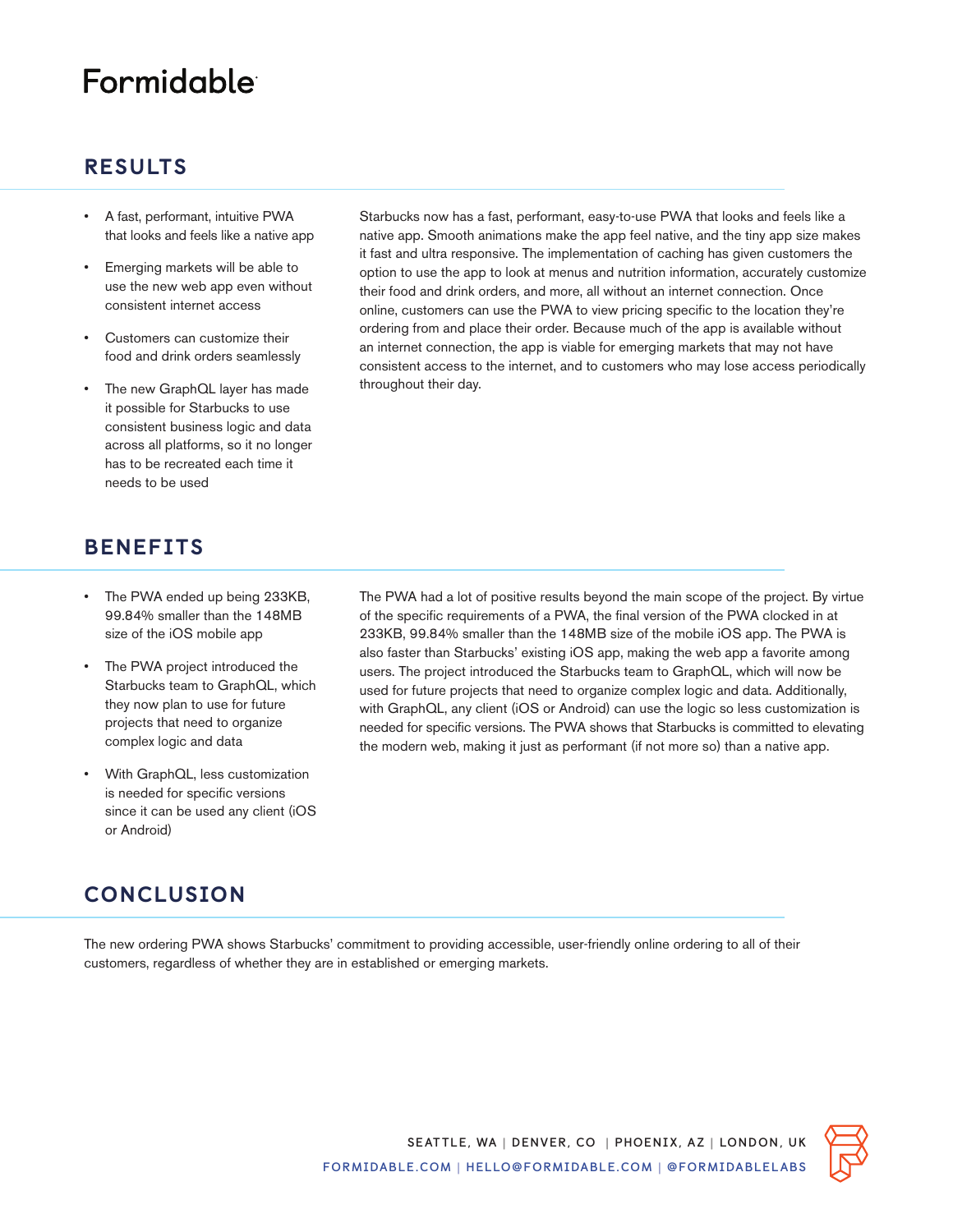# Formidable

## RESULTS

- A fast, performant, intuitive PWA that looks and feels like a native app
- Emerging markets will be able to use the new web app even without consistent internet access
- Customers can customize their food and drink orders seamlessly
- The new GraphQL layer has made it possible for Starbucks to use consistent business logic and data across all platforms, so it no longer has to be recreated each time it needs to be used

Starbucks now has a fast, performant, easy-to-use PWA that looks and feels like a native app. Smooth animations make the app feel native, and the tiny app size makes it fast and ultra responsive. The implementation of caching has given customers the option to use the app to look at menus and nutrition information, accurately customize their food and drink orders, and more, all without an internet connection. Once online, customers can use the PWA to view pricing specific to the location they're ordering from and place their order. Because much of the app is available without an internet connection, the app is viable for emerging markets that may not have consistent access to the internet, and to customers who may lose access periodically throughout their day.

## BENEFITS

- The PWA ended up being 233KB, 99.84% smaller than the 148MB size of the iOS mobile app
- The PWA project introduced the Starbucks team to GraphQL, which they now plan to use for future projects that need to organize complex logic and data
- With GraphQL, less customization is needed for specific versions since it can be used any client (iOS or Android)

The PWA had a lot of positive results beyond the main scope of the project. By virtue of the specific requirements of a PWA, the final version of the PWA clocked in at 233KB, 99.84% smaller than the 148MB size of the mobile iOS app. The PWA is also faster than Starbucks' existing iOS app, making the web app a favorite among users. The project introduced the Starbucks team to GraphQL, which will now be used for future projects that need to organize complex logic and data. Additionally, with GraphQL, any client (iOS or Android) can use the logic so less customization is needed for specific versions. The PWA shows that Starbucks is committed to elevating the modern web, making it just as performant (if not more so) than a native app.

## CONCLUSION

The new ordering PWA shows Starbucks' commitment to providing accessible, user-friendly online ordering to all of their customers, regardless of whether they are in established or emerging markets.

SEATTLE, WA | DENVER, CO | PHOENIX, AZ | LONDON, UK

FORMIDABLE.COM | HELLO@FORMIDABLE.COM | @FORMIDABLELABS